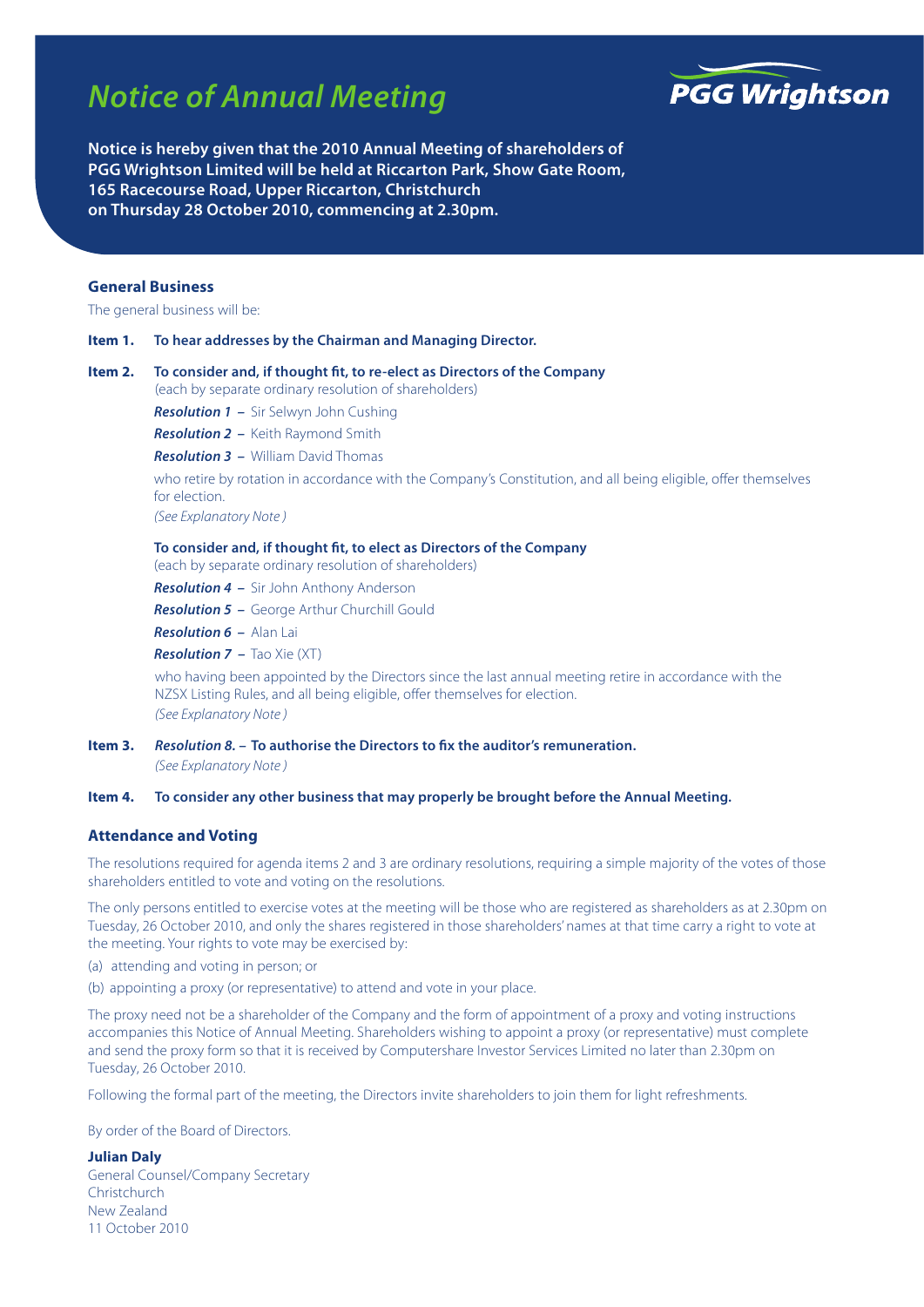# Notice of Annual Meeting

PGG Wrightson

**Notice is hereby given that the 2010 Annual Meeting of shareholders of PGG Wrightson Limited will be held at Riccarton Park, Show Gate Room, 165 Racecourse Road, Upper Riccarton, Christchurch on Thursday 28 October 2010, commencing at 2.30pm.**

## General Business

The general business will be:

**Item 1. To hear addresses by the Chairman and Managing Director.**

**Item 2. To consider and, if thought fit, to re-elect as Directors of the Company**
(each by separate ordinary resolution of shareholders)

***Resolution 1*** **–** Sir Selwyn John Cushing

***Resolution 2*** **–** Keith Raymond Smith

***Resolution 3*** **–** William David Thomas

who retire by rotation in accordance with the Company's Constitution, and all being eligible, offer themselves for election.
*(See Explanatory Note )*

**To consider and, if thought fit, to elect as Directors of the Company**
(each by separate ordinary resolution of shareholders)

***Resolution 4*** **–** Sir John Anthony Anderson

***Resolution 5*** **–** George Arthur Churchill Gould

***Resolution 6*** **–** Alan Lai

***Resolution 7*** **–** Tao Xie (XT)

who having been appointed by the Directors since the last annual meeting retire in accordance with the NZSX Listing Rules, and all being eligible, offer themselves for election.
*(See Explanatory Note )*

**Item 3.** ***Resolution 8.*** **– To authorise the Directors to fix the auditor's remuneration.**
*(See Explanatory Note )*

**Item 4. To consider any other business that may properly be brought before the Annual Meeting.**

## Attendance and Voting

The resolutions required for agenda items 2 and 3 are ordinary resolutions, requiring a simple majority of the votes of those shareholders entitled to vote and voting on the resolutions.

The only persons entitled to exercise votes at the meeting will be those who are registered as shareholders as at 2.30pm on Tuesday, 26 October 2010, and only the shares registered in those shareholders' names at that time carry a right to vote at the meeting. Your rights to vote may be exercised by:

(a) attending and voting in person; or

(b) appointing a proxy (or representative) to attend and vote in your place.

The proxy need not be a shareholder of the Company and the form of appointment of a proxy and voting instructions accompanies this Notice of Annual Meeting. Shareholders wishing to appoint a proxy (or representative) must complete and send the proxy form so that it is received by Computershare Investor Services Limited no later than 2.30pm on Tuesday, 26 October 2010.

Following the formal part of the meeting, the Directors invite shareholders to join them for light refreshments.

By order of the Board of Directors.

**Julian Daly**
General Counsel/Company Secretary
Christchurch
New Zealand
11 October 2010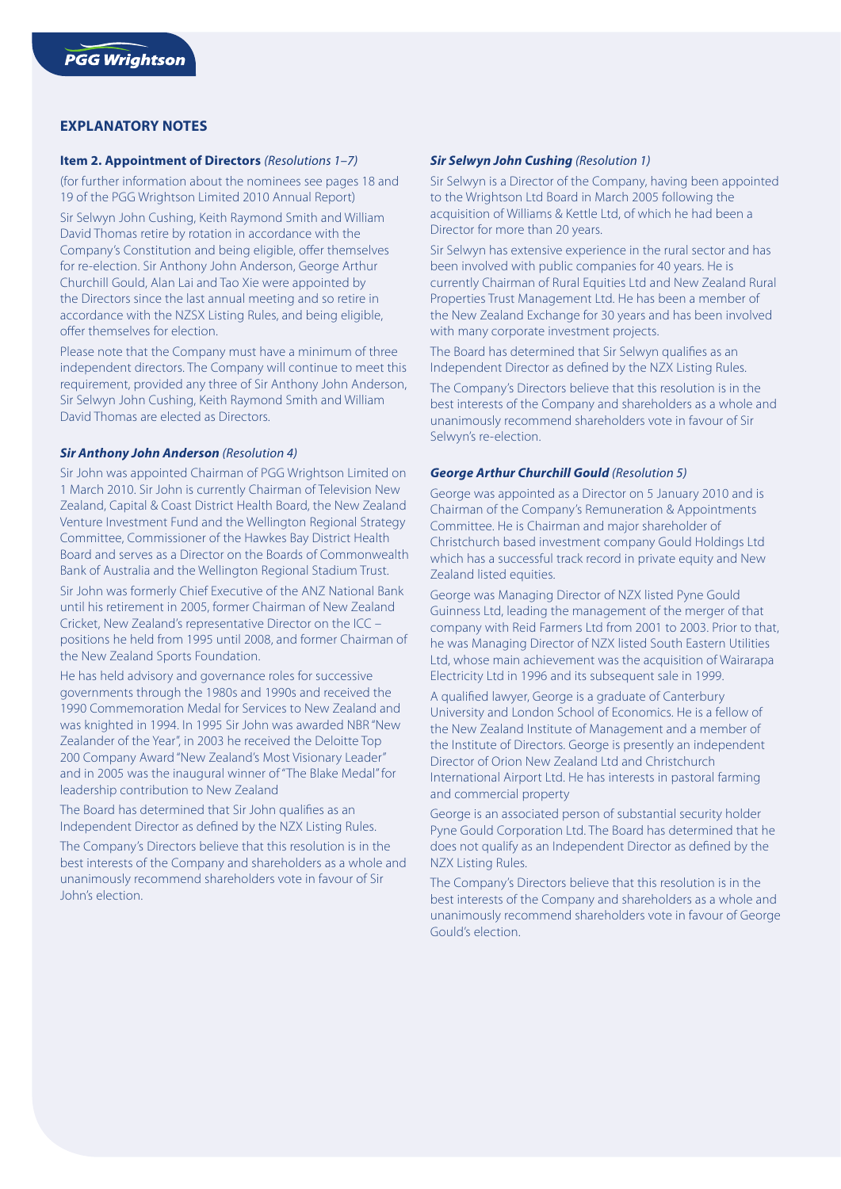## EXPLANATORY NOTES

### Item 2. Appointment of Directors *(Resolutions 1–7)*

(for further information about the nominees see pages 18 and 19 of the PGG Wrightson Limited 2010 Annual Report)

Sir Selwyn John Cushing, Keith Raymond Smith and William David Thomas retire by rotation in accordance with the Company's Constitution and being eligible, offer themselves for re-election. Sir Anthony John Anderson, George Arthur Churchill Gould, Alan Lai and Tao Xie were appointed by the Directors since the last annual meeting and so retire in accordance with the NZSX Listing Rules, and being eligible, offer themselves for election.

Please note that the Company must have a minimum of three independent directors. The Company will continue to meet this requirement, provided any three of Sir Anthony John Anderson, Sir Selwyn John Cushing, Keith Raymond Smith and William David Thomas are elected as Directors.

#### ***Sir Anthony John Anderson*** *(Resolution 4)*

Sir John was appointed Chairman of PGG Wrightson Limited on 1 March 2010. Sir John is currently Chairman of Television New Zealand, Capital & Coast District Health Board, the New Zealand Venture Investment Fund and the Wellington Regional Strategy Committee, Commissioner of the Hawkes Bay District Health Board and serves as a Director on the Boards of Commonwealth Bank of Australia and the Wellington Regional Stadium Trust.

Sir John was formerly Chief Executive of the ANZ National Bank until his retirement in 2005, former Chairman of New Zealand Cricket, New Zealand's representative Director on the ICC – positions he held from 1995 until 2008, and former Chairman of the New Zealand Sports Foundation.

He has held advisory and governance roles for successive governments through the 1980s and 1990s and received the 1990 Commemoration Medal for Services to New Zealand and was knighted in 1994. In 1995 Sir John was awarded NBR "New Zealander of the Year", in 2003 he received the Deloitte Top 200 Company Award "New Zealand's Most Visionary Leader" and in 2005 was the inaugural winner of "The Blake Medal" for leadership contribution to New Zealand

The Board has determined that Sir John qualifies as an Independent Director as defined by the NZX Listing Rules.

The Company's Directors believe that this resolution is in the best interests of the Company and shareholders as a whole and unanimously recommend shareholders vote in favour of Sir John's election.

#### ***Sir Selwyn John Cushing*** *(Resolution 1)*

Sir Selwyn is a Director of the Company, having been appointed to the Wrightson Ltd Board in March 2005 following the acquisition of Williams & Kettle Ltd, of which he had been a Director for more than 20 years.

Sir Selwyn has extensive experience in the rural sector and has been involved with public companies for 40 years. He is currently Chairman of Rural Equities Ltd and New Zealand Rural Properties Trust Management Ltd. He has been a member of the New Zealand Exchange for 30 years and has been involved with many corporate investment projects.

The Board has determined that Sir Selwyn qualifies as an Independent Director as defined by the NZX Listing Rules.

The Company's Directors believe that this resolution is in the best interests of the Company and shareholders as a whole and unanimously recommend shareholders vote in favour of Sir Selwyn's re-election.

#### ***George Arthur Churchill Gould*** *(Resolution 5)*

George was appointed as a Director on 5 January 2010 and is Chairman of the Company's Remuneration & Appointments Committee. He is Chairman and major shareholder of Christchurch based investment company Gould Holdings Ltd which has a successful track record in private equity and New Zealand listed equities.

George was Managing Director of NZX listed Pyne Gould Guinness Ltd, leading the management of the merger of that company with Reid Farmers Ltd from 2001 to 2003. Prior to that, he was Managing Director of NZX listed South Eastern Utilities Ltd, whose main achievement was the acquisition of Wairarapa Electricity Ltd in 1996 and its subsequent sale in 1999.

A qualified lawyer, George is a graduate of Canterbury University and London School of Economics. He is a fellow of the New Zealand Institute of Management and a member of the Institute of Directors. George is presently an independent Director of Orion New Zealand Ltd and Christchurch International Airport Ltd. He has interests in pastoral farming and commercial property

George is an associated person of substantial security holder Pyne Gould Corporation Ltd. The Board has determined that he does not qualify as an Independent Director as defined by the NZX Listing Rules.

The Company's Directors believe that this resolution is in the best interests of the Company and shareholders as a whole and unanimously recommend shareholders vote in favour of George Gould's election.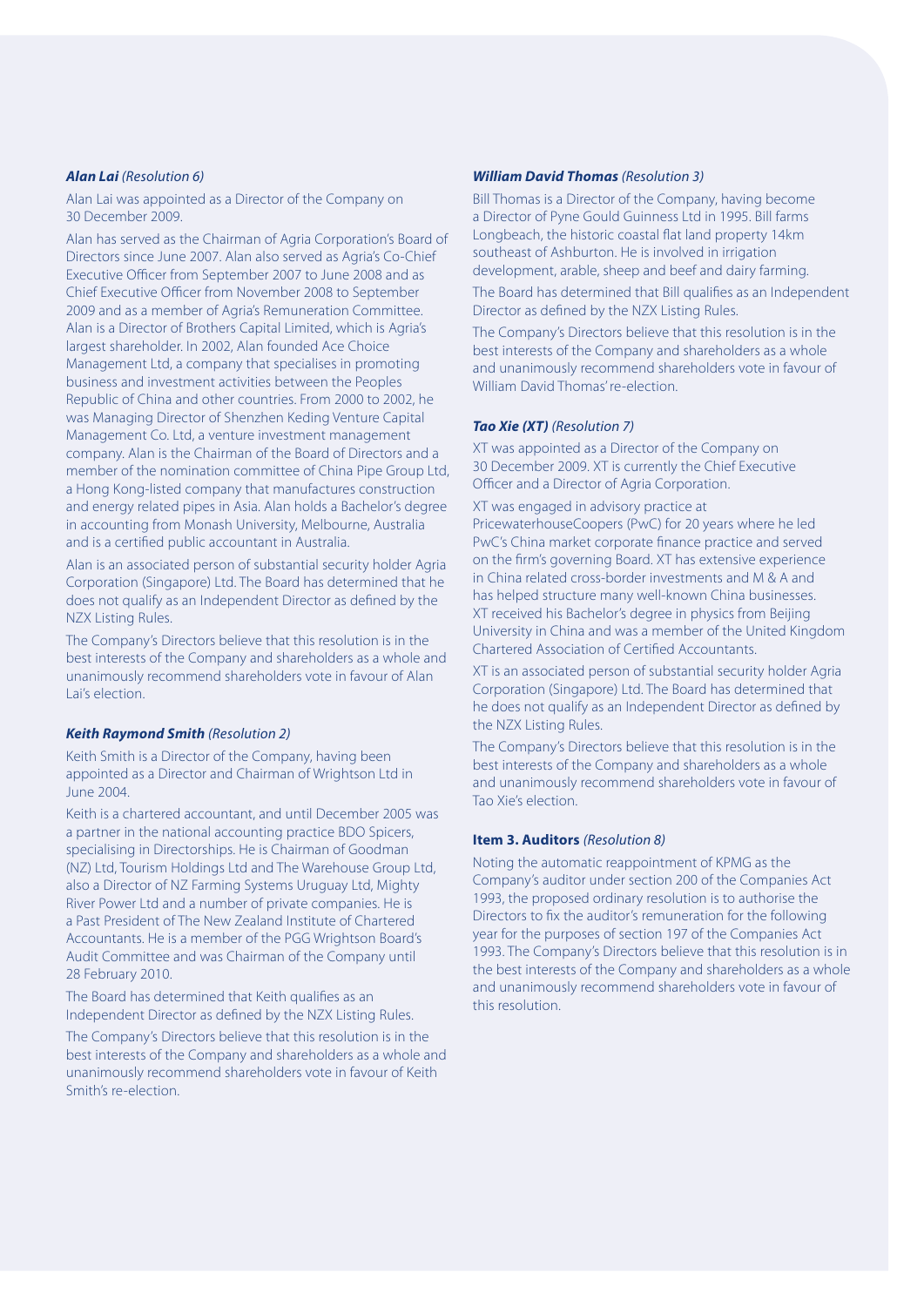***Alan Lai*** *(Resolution 6)*

Alan Lai was appointed as a Director of the Company on 30 December 2009.

Alan has served as the Chairman of Agria Corporation's Board of Directors since June 2007. Alan also served as Agria's Co-Chief Executive Officer from September 2007 to June 2008 and as Chief Executive Officer from November 2008 to September 2009 and as a member of Agria's Remuneration Committee. Alan is a Director of Brothers Capital Limited, which is Agria's largest shareholder. In 2002, Alan founded Ace Choice Management Ltd, a company that specialises in promoting business and investment activities between the Peoples Republic of China and other countries. From 2000 to 2002, he was Managing Director of Shenzhen Keding Venture Capital Management Co. Ltd, a venture investment management company. Alan is the Chairman of the Board of Directors and a member of the nomination committee of China Pipe Group Ltd, a Hong Kong-listed company that manufactures construction and energy related pipes in Asia. Alan holds a Bachelor's degree in accounting from Monash University, Melbourne, Australia and is a certified public accountant in Australia.

Alan is an associated person of substantial security holder Agria Corporation (Singapore) Ltd. The Board has determined that he does not qualify as an Independent Director as defined by the NZX Listing Rules.

The Company's Directors believe that this resolution is in the best interests of the Company and shareholders as a whole and unanimously recommend shareholders vote in favour of Alan Lai's election.

***Keith Raymond Smith*** *(Resolution 2)*

Keith Smith is a Director of the Company, having been appointed as a Director and Chairman of Wrightson Ltd in June 2004.

Keith is a chartered accountant, and until December 2005 was a partner in the national accounting practice BDO Spicers, specialising in Directorships. He is Chairman of Goodman (NZ) Ltd, Tourism Holdings Ltd and The Warehouse Group Ltd, also a Director of NZ Farming Systems Uruguay Ltd, Mighty River Power Ltd and a number of private companies. He is a Past President of The New Zealand Institute of Chartered Accountants. He is a member of the PGG Wrightson Board's Audit Committee and was Chairman of the Company until 28 February 2010.

The Board has determined that Keith qualifies as an Independent Director as defined by the NZX Listing Rules.

The Company's Directors believe that this resolution is in the best interests of the Company and shareholders as a whole and unanimously recommend shareholders vote in favour of Keith Smith's re-election.

***William David Thomas*** *(Resolution 3)*

Bill Thomas is a Director of the Company, having become a Director of Pyne Gould Guinness Ltd in 1995. Bill farms Longbeach, the historic coastal flat land property 14km southeast of Ashburton. He is involved in irrigation development, arable, sheep and beef and dairy farming.

The Board has determined that Bill qualifies as an Independent Director as defined by the NZX Listing Rules.

The Company's Directors believe that this resolution is in the best interests of the Company and shareholders as a whole and unanimously recommend shareholders vote in favour of William David Thomas' re-election.

***Tao Xie (XT)*** *(Resolution 7)*

XT was appointed as a Director of the Company on 30 December 2009. XT is currently the Chief Executive Officer and a Director of Agria Corporation.

XT was engaged in advisory practice at PricewaterhouseCoopers (PwC) for 20 years where he led PwC's China market corporate finance practice and served on the firm's governing Board. XT has extensive experience in China related cross-border investments and M & A and has helped structure many well-known China businesses. XT received his Bachelor's degree in physics from Beijing University in China and was a member of the United Kingdom Chartered Association of Certified Accountants.

XT is an associated person of substantial security holder Agria Corporation (Singapore) Ltd. The Board has determined that he does not qualify as an Independent Director as defined by the NZX Listing Rules.

The Company's Directors believe that this resolution is in the best interests of the Company and shareholders as a whole and unanimously recommend shareholders vote in favour of Tao Xie's election.

**Item 3. Auditors** *(Resolution 8)*

Noting the automatic reappointment of KPMG as the Company's auditor under section 200 of the Companies Act 1993, the proposed ordinary resolution is to authorise the Directors to fix the auditor's remuneration for the following year for the purposes of section 197 of the Companies Act 1993. The Company's Directors believe that this resolution is in the best interests of the Company and shareholders as a whole and unanimously recommend shareholders vote in favour of this resolution.